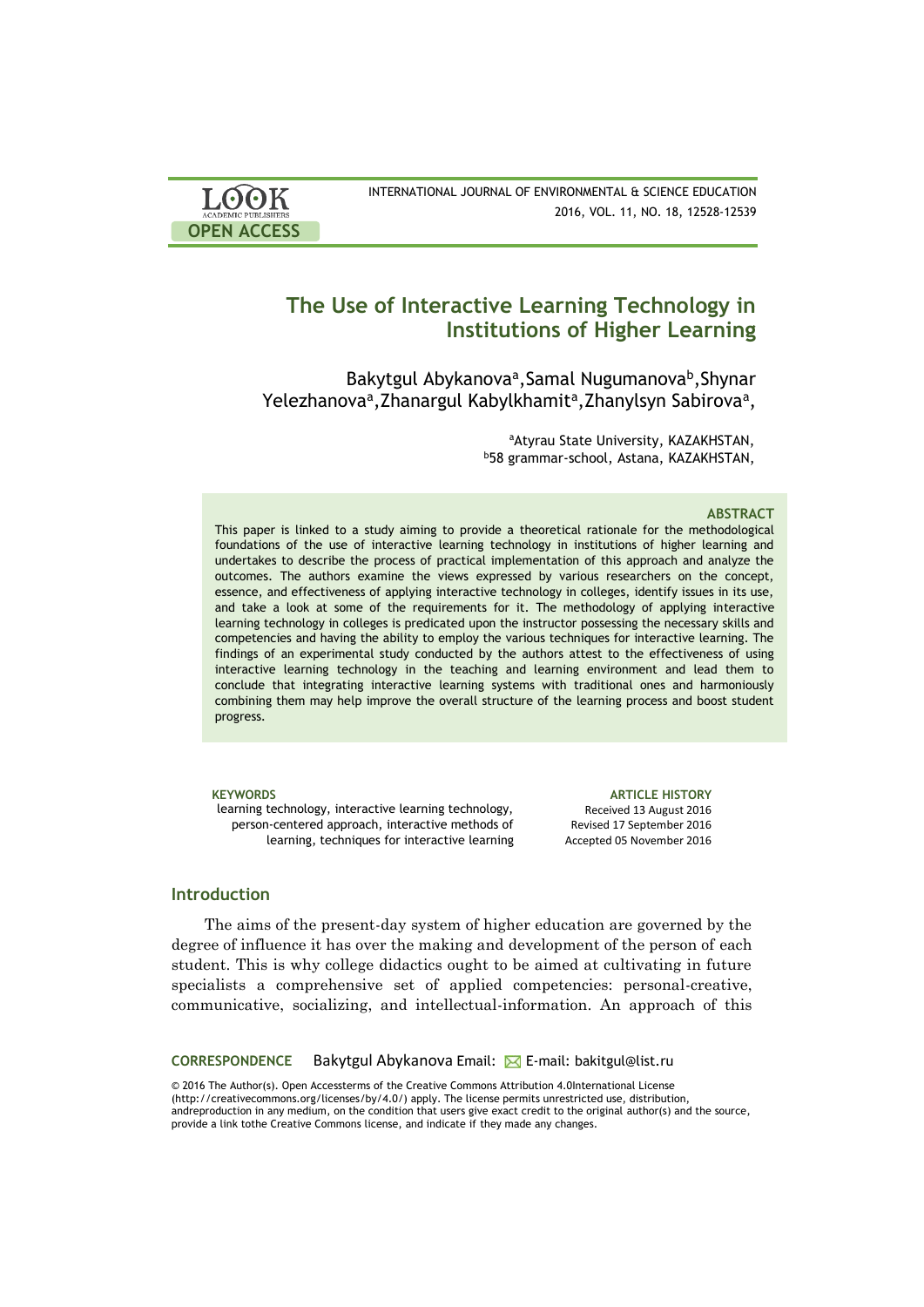# The Use of Interactive Learning Technology in Institutions of Higher Learning

Bakytgul Abykanova[a], Samal Nugumanova[b], Shynar Yelezhanova[a], Zhanargul Kabylkhamit[a], Zhanylsyn Sabirova[a],

[a]Atyrau State University, KAZAKHSTAN,
[b]58 grammar-school, Astana, KAZAKHSTAN,

### ABSTRACT

This paper is linked to a study aiming to provide a theoretical rationale for the methodological foundations of the use of interactive learning technology in institutions of higher learning and undertakes to describe the process of practical implementation of this approach and analyze the outcomes. The authors examine the views expressed by various researchers on the concept, essence, and effectiveness of applying interactive technology in colleges, identify issues in its use, and take a look at some of the requirements for it. The methodology of applying interactive learning technology in colleges is predicated upon the instructor possessing the necessary skills and competencies and having the ability to employ the various techniques for interactive learning. The findings of an experimental study conducted by the authors attest to the effectiveness of using interactive learning technology in the teaching and learning environment and lead them to conclude that integrating interactive learning systems with traditional ones and harmoniously combining them may help improve the overall structure of the learning process and boost student progress.

**KEYWORDS**
learning technology, interactive learning technology, person-centered approach, interactive methods of learning, techniques for interactive learning

**ARTICLE HISTORY**
Received 13 August 2016
Revised 17 September 2016
Accepted 05 November 2016

## Introduction

The aims of the present-day system of higher education are governed by the degree of influence it has over the making and development of the person of each student. This is why college didactics ought to be aimed at cultivating in future specialists a comprehensive set of applied competencies: personal-creative, communicative, socializing, and intellectual-information. An approach of this

**CORRESPONDENCE** Bakytgul Abykanova Email: E-mail: bakitgul@list.ru

© 2016 The Author(s). Open Accessterms of the Creative Commons Attribution 4.0International License (http://creativecommons.org/licenses/by/4.0/) apply. The license permits unrestricted use, distribution, andreproduction in any medium, on the condition that users give exact credit to the original author(s) and the source, provide a link tothe Creative Commons license, and indicate if they made any changes.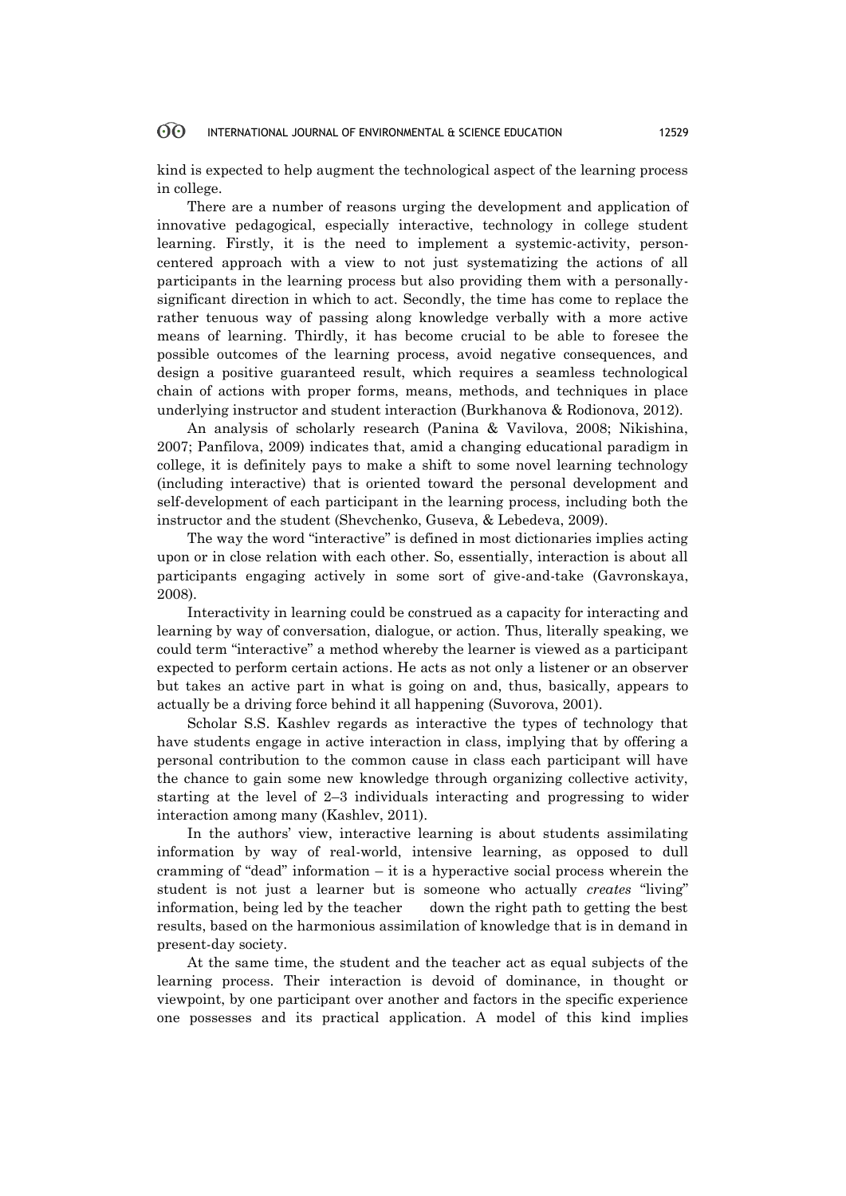kind is expected to help augment the technological aspect of the learning process in college.

There are a number of reasons urging the development and application of innovative pedagogical, especially interactive, technology in college student learning. Firstly, it is the need to implement a systemic-activity, person-centered approach with a view to not just systematizing the actions of all participants in the learning process but also providing them with a personally-significant direction in which to act. Secondly, the time has come to replace the rather tenuous way of passing along knowledge verbally with a more active means of learning. Thirdly, it has become crucial to be able to foresee the possible outcomes of the learning process, avoid negative consequences, and design a positive guaranteed result, which requires a seamless technological chain of actions with proper forms, means, methods, and techniques in place underlying instructor and student interaction (Burkhanova & Rodionova, 2012).

An analysis of scholarly research (Panina & Vavilova, 2008; Nikishina, 2007; Panfilova, 2009) indicates that, amid a changing educational paradigm in college, it is definitely pays to make a shift to some novel learning technology (including interactive) that is oriented toward the personal development and self-development of each participant in the learning process, including both the instructor and the student (Shevchenko, Guseva, & Lebedeva, 2009).

The way the word "interactive" is defined in most dictionaries implies acting upon or in close relation with each other. So, essentially, interaction is about all participants engaging actively in some sort of give-and-take (Gavronskaya, 2008).

Interactivity in learning could be construed as a capacity for interacting and learning by way of conversation, dialogue, or action. Thus, literally speaking, we could term "interactive" a method whereby the learner is viewed as a participant expected to perform certain actions. He acts as not only a listener or an observer but takes an active part in what is going on and, thus, basically, appears to actually be a driving force behind it all happening (Suvorova, 2001).

Scholar S.S. Kashlev regards as interactive the types of technology that have students engage in active interaction in class, implying that by offering a personal contribution to the common cause in class each participant will have the chance to gain some new knowledge through organizing collective activity, starting at the level of 2–3 individuals interacting and progressing to wider interaction among many (Kashlev, 2011).

In the authors' view, interactive learning is about students assimilating information by way of real-world, intensive learning, as opposed to dull cramming of "dead" information – it is a hyperactive social process wherein the student is not just a learner but is someone who actually *creates* "living" information, being led by the teacher down the right path to getting the best results, based on the harmonious assimilation of knowledge that is in demand in present-day society.

At the same time, the student and the teacher act as equal subjects of the learning process. Their interaction is devoid of dominance, in thought or viewpoint, by one participant over another and factors in the specific experience one possesses and its practical application. A model of this kind implies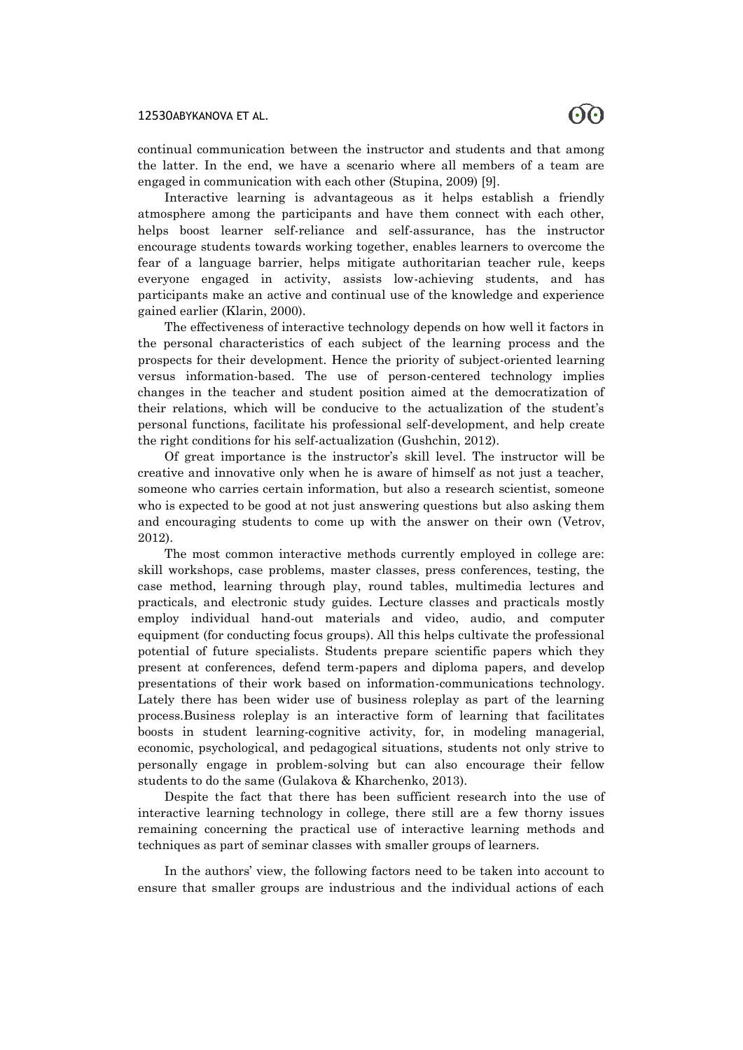continual communication between the instructor and students and that among the latter. In the end, we have a scenario where all members of a team are engaged in communication with each other (Stupina, 2009) [9].

Interactive learning is advantageous as it helps establish a friendly atmosphere among the participants and have them connect with each other, helps boost learner self-reliance and self-assurance, has the instructor encourage students towards working together, enables learners to overcome the fear of a language barrier, helps mitigate authoritarian teacher rule, keeps everyone engaged in activity, assists low-achieving students, and has participants make an active and continual use of the knowledge and experience gained earlier (Klarin, 2000).

The effectiveness of interactive technology depends on how well it factors in the personal characteristics of each subject of the learning process and the prospects for their development. Hence the priority of subject-oriented learning versus information-based. The use of person-centered technology implies changes in the teacher and student position aimed at the democratization of their relations, which will be conducive to the actualization of the student's personal functions, facilitate his professional self-development, and help create the right conditions for his self-actualization (Gushchin, 2012).

Of great importance is the instructor's skill level. The instructor will be creative and innovative only when he is aware of himself as not just a teacher, someone who carries certain information, but also a research scientist, someone who is expected to be good at not just answering questions but also asking them and encouraging students to come up with the answer on their own (Vetrov, 2012).

The most common interactive methods currently employed in college are: skill workshops, case problems, master classes, press conferences, testing, the case method, learning through play, round tables, multimedia lectures and practicals, and electronic study guides. Lecture classes and practicals mostly employ individual hand-out materials and video, audio, and computer equipment (for conducting focus groups). All this helps cultivate the professional potential of future specialists. Students prepare scientific papers which they present at conferences, defend term-papers and diploma papers, and develop presentations of their work based on information-communications technology. Lately there has been wider use of business roleplay as part of the learning process.Business roleplay is an interactive form of learning that facilitates boosts in student learning-cognitive activity, for, in modeling managerial, economic, psychological, and pedagogical situations, students not only strive to personally engage in problem-solving but can also encourage their fellow students to do the same (Gulakova & Kharchenko, 2013).

Despite the fact that there has been sufficient research into the use of interactive learning technology in college, there still are a few thorny issues remaining concerning the practical use of interactive learning methods and techniques as part of seminar classes with smaller groups of learners.

In the authors' view, the following factors need to be taken into account to ensure that smaller groups are industrious and the individual actions of each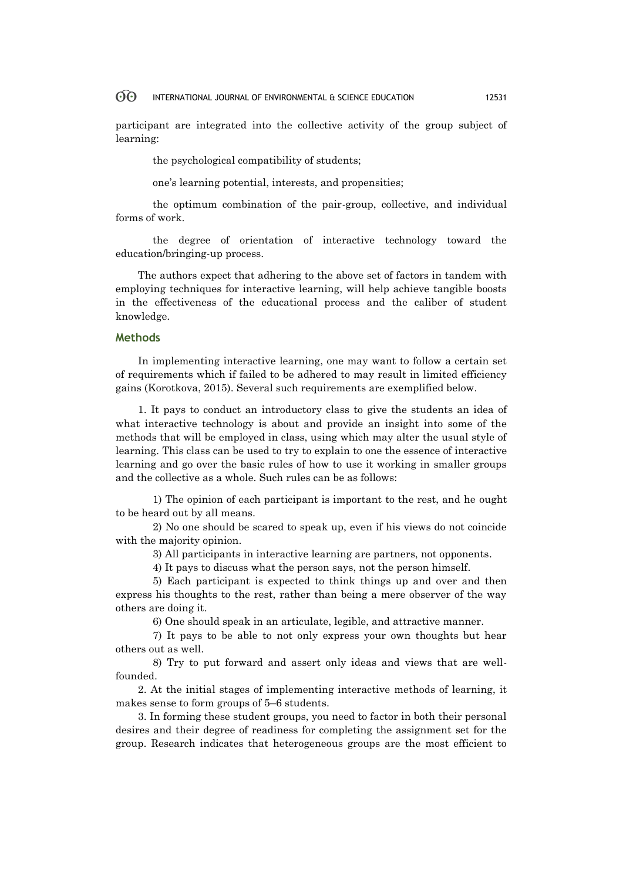participant are integrated into the collective activity of the group subject of learning:

the psychological compatibility of students;

one's learning potential, interests, and propensities;

the optimum combination of the pair-group, collective, and individual forms of work.

the degree of orientation of interactive technology toward the education/bringing-up process.

The authors expect that adhering to the above set of factors in tandem with employing techniques for interactive learning, will help achieve tangible boosts in the effectiveness of the educational process and the caliber of student knowledge.

## Methods

In implementing interactive learning, one may want to follow a certain set of requirements which if failed to be adhered to may result in limited efficiency gains (Korotkova, 2015). Several such requirements are exemplified below.

1. It pays to conduct an introductory class to give the students an idea of what interactive technology is about and provide an insight into some of the methods that will be employed in class, using which may alter the usual style of learning. This class can be used to try to explain to one the essence of interactive learning and go over the basic rules of how to use it working in smaller groups and the collective as a whole. Such rules can be as follows:

1) The opinion of each participant is important to the rest, and he ought to be heard out by all means.

2) No one should be scared to speak up, even if his views do not coincide with the majority opinion.

3) All participants in interactive learning are partners, not opponents.

4) It pays to discuss what the person says, not the person himself.

5) Each participant is expected to think things up and over and then express his thoughts to the rest, rather than being a mere observer of the way others are doing it.

6) One should speak in an articulate, legible, and attractive manner.

7) It pays to be able to not only express your own thoughts but hear others out as well.

8) Try to put forward and assert only ideas and views that are well-founded.

2. At the initial stages of implementing interactive methods of learning, it makes sense to form groups of 5–6 students.

3. In forming these student groups, you need to factor in both their personal desires and their degree of readiness for completing the assignment set for the group. Research indicates that heterogeneous groups are the most efficient to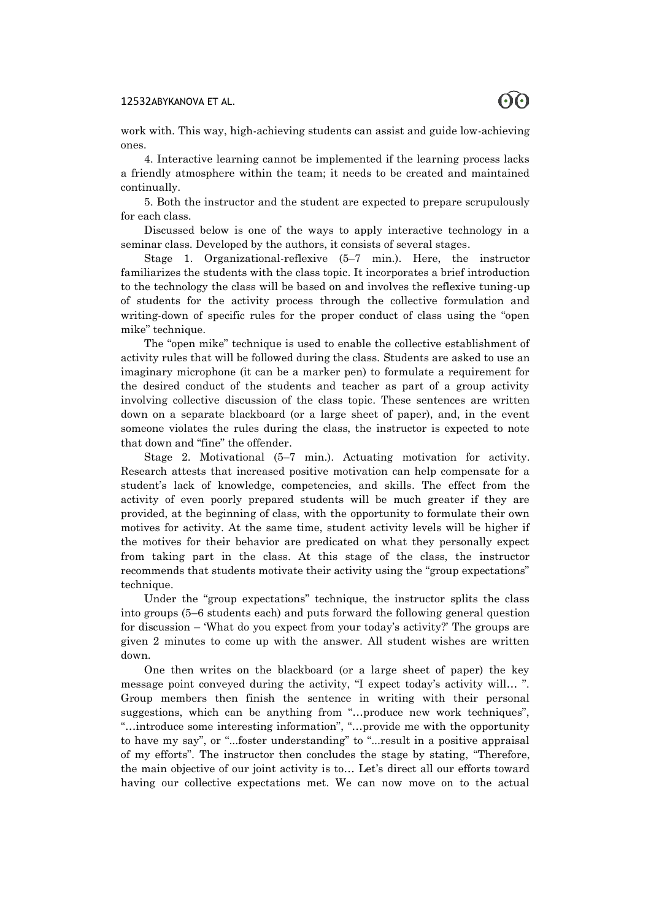work with. This way, high-achieving students can assist and guide low-achieving ones.

4. Interactive learning cannot be implemented if the learning process lacks a friendly atmosphere within the team; it needs to be created and maintained continually.

5. Both the instructor and the student are expected to prepare scrupulously for each class.

Discussed below is one of the ways to apply interactive technology in a seminar class. Developed by the authors, it consists of several stages.

Stage 1. Organizational-reflexive (5–7 min.). Here, the instructor familiarizes the students with the class topic. It incorporates a brief introduction to the technology the class will be based on and involves the reflexive tuning-up of students for the activity process through the collective formulation and writing-down of specific rules for the proper conduct of class using the "open mike" technique.

The "open mike" technique is used to enable the collective establishment of activity rules that will be followed during the class. Students are asked to use an imaginary microphone (it can be a marker pen) to formulate a requirement for the desired conduct of the students and teacher as part of a group activity involving collective discussion of the class topic. These sentences are written down on a separate blackboard (or a large sheet of paper), and, in the event someone violates the rules during the class, the instructor is expected to note that down and "fine" the offender.

Stage 2. Motivational (5–7 min.). Actuating motivation for activity. Research attests that increased positive motivation can help compensate for a student's lack of knowledge, competencies, and skills. The effect from the activity of even poorly prepared students will be much greater if they are provided, at the beginning of class, with the opportunity to formulate their own motives for activity. At the same time, student activity levels will be higher if the motives for their behavior are predicated on what they personally expect from taking part in the class. At this stage of the class, the instructor recommends that students motivate their activity using the "group expectations" technique.

Under the "group expectations" technique, the instructor splits the class into groups (5–6 students each) and puts forward the following general question for discussion – 'What do you expect from your today's activity?' The groups are given 2 minutes to come up with the answer. All student wishes are written down.

One then writes on the blackboard (or a large sheet of paper) the key message point conveyed during the activity, "I expect today's activity will… ". Group members then finish the sentence in writing with their personal suggestions, which can be anything from "…produce new work techniques", "…introduce some interesting information", "…provide me with the opportunity to have my say", or "...foster understanding" to "...result in a positive appraisal of my efforts". The instructor then concludes the stage by stating, "Therefore, the main objective of our joint activity is to… Let's direct all our efforts toward having our collective expectations met. We can now move on to the actual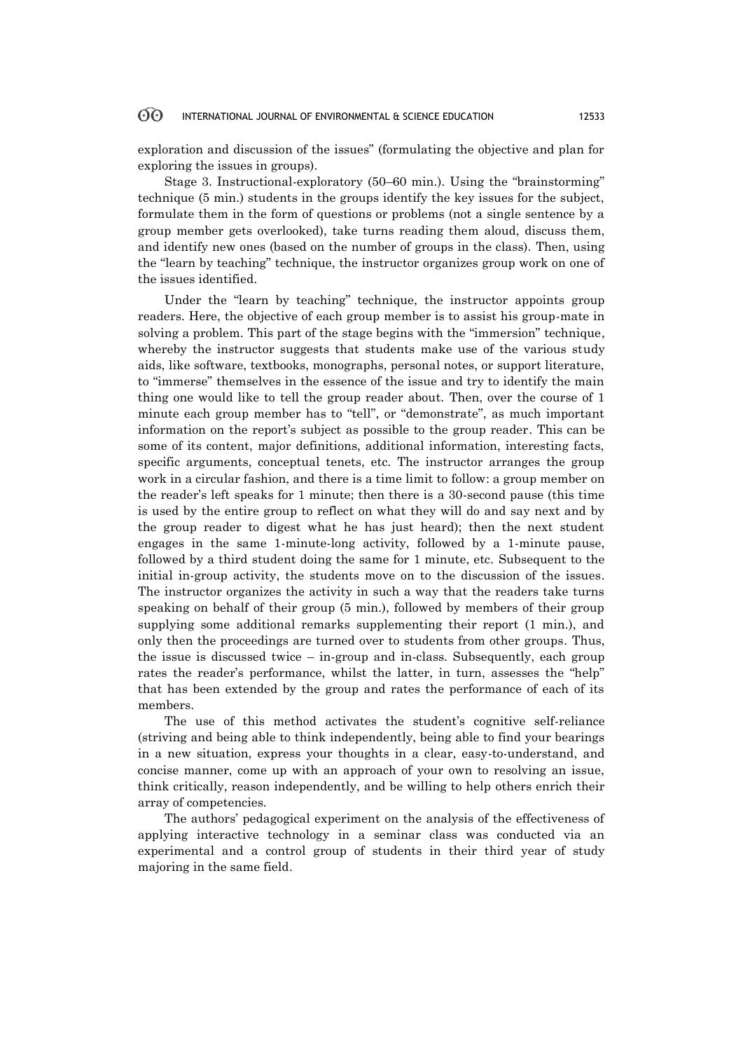exploration and discussion of the issues" (formulating the objective and plan for exploring the issues in groups).

Stage 3. Instructional-exploratory (50–60 min.). Using the "brainstorming" technique (5 min.) students in the groups identify the key issues for the subject, formulate them in the form of questions or problems (not a single sentence by a group member gets overlooked), take turns reading them aloud, discuss them, and identify new ones (based on the number of groups in the class). Then, using the "learn by teaching" technique, the instructor organizes group work on one of the issues identified.

Under the "learn by teaching" technique, the instructor appoints group readers. Here, the objective of each group member is to assist his group-mate in solving a problem. This part of the stage begins with the "immersion" technique, whereby the instructor suggests that students make use of the various study aids, like software, textbooks, monographs, personal notes, or support literature, to "immerse" themselves in the essence of the issue and try to identify the main thing one would like to tell the group reader about. Then, over the course of 1 minute each group member has to "tell", or "demonstrate", as much important information on the report's subject as possible to the group reader. This can be some of its content, major definitions, additional information, interesting facts, specific arguments, conceptual tenets, etc. The instructor arranges the group work in a circular fashion, and there is a time limit to follow: a group member on the reader's left speaks for 1 minute; then there is a 30-second pause (this time is used by the entire group to reflect on what they will do and say next and by the group reader to digest what he has just heard); then the next student engages in the same 1-minute-long activity, followed by a 1-minute pause, followed by a third student doing the same for 1 minute, etc. Subsequent to the initial in-group activity, the students move on to the discussion of the issues. The instructor organizes the activity in such a way that the readers take turns speaking on behalf of their group (5 min.), followed by members of their group supplying some additional remarks supplementing their report (1 min.), and only then the proceedings are turned over to students from other groups. Thus, the issue is discussed twice – in-group and in-class. Subsequently, each group rates the reader's performance, whilst the latter, in turn, assesses the "help" that has been extended by the group and rates the performance of each of its members.

The use of this method activates the student's cognitive self-reliance (striving and being able to think independently, being able to find your bearings in a new situation, express your thoughts in a clear, easy-to-understand, and concise manner, come up with an approach of your own to resolving an issue, think critically, reason independently, and be willing to help others enrich their array of competencies.

The authors' pedagogical experiment on the analysis of the effectiveness of applying interactive technology in a seminar class was conducted via an experimental and a control group of students in their third year of study majoring in the same field.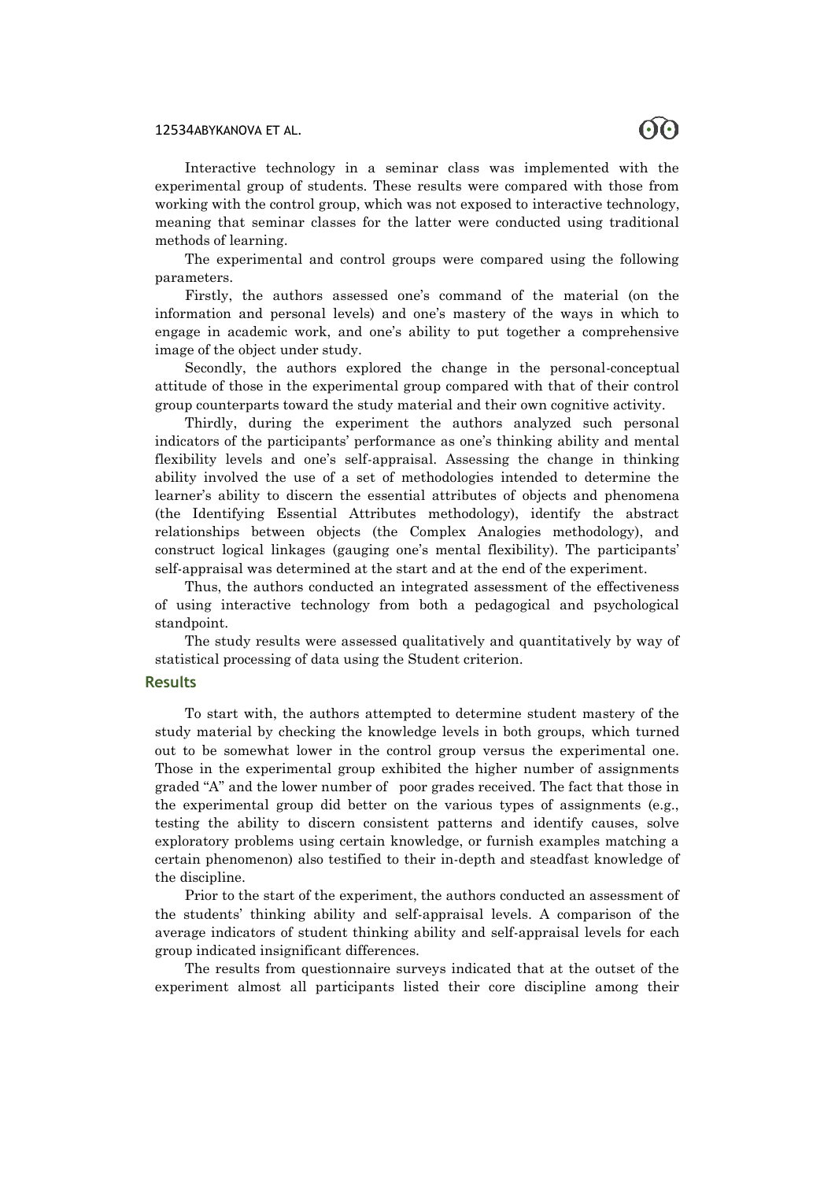Interactive technology in a seminar class was implemented with the experimental group of students. These results were compared with those from working with the control group, which was not exposed to interactive technology, meaning that seminar classes for the latter were conducted using traditional methods of learning.

The experimental and control groups were compared using the following parameters.

Firstly, the authors assessed one's command of the material (on the information and personal levels) and one's mastery of the ways in which to engage in academic work, and one's ability to put together a comprehensive image of the object under study.

Secondly, the authors explored the change in the personal-conceptual attitude of those in the experimental group compared with that of their control group counterparts toward the study material and their own cognitive activity.

Thirdly, during the experiment the authors analyzed such personal indicators of the participants' performance as one's thinking ability and mental flexibility levels and one's self-appraisal. Assessing the change in thinking ability involved the use of a set of methodologies intended to determine the learner's ability to discern the essential attributes of objects and phenomena (the Identifying Essential Attributes methodology), identify the abstract relationships between objects (the Complex Analogies methodology), and construct logical linkages (gauging one's mental flexibility). The participants' self-appraisal was determined at the start and at the end of the experiment.

Thus, the authors conducted an integrated assessment of the effectiveness of using interactive technology from both a pedagogical and psychological standpoint.

The study results were assessed qualitatively and quantitatively by way of statistical processing of data using the Student criterion.

## Results

To start with, the authors attempted to determine student mastery of the study material by checking the knowledge levels in both groups, which turned out to be somewhat lower in the control group versus the experimental one. Those in the experimental group exhibited the higher number of assignments graded "A" and the lower number of poor grades received. The fact that those in the experimental group did better on the various types of assignments (e.g., testing the ability to discern consistent patterns and identify causes, solve exploratory problems using certain knowledge, or furnish examples matching a certain phenomenon) also testified to their in-depth and steadfast knowledge of the discipline.

Prior to the start of the experiment, the authors conducted an assessment of the students' thinking ability and self-appraisal levels. A comparison of the average indicators of student thinking ability and self-appraisal levels for each group indicated insignificant differences.

The results from questionnaire surveys indicated that at the outset of the experiment almost all participants listed their core discipline among their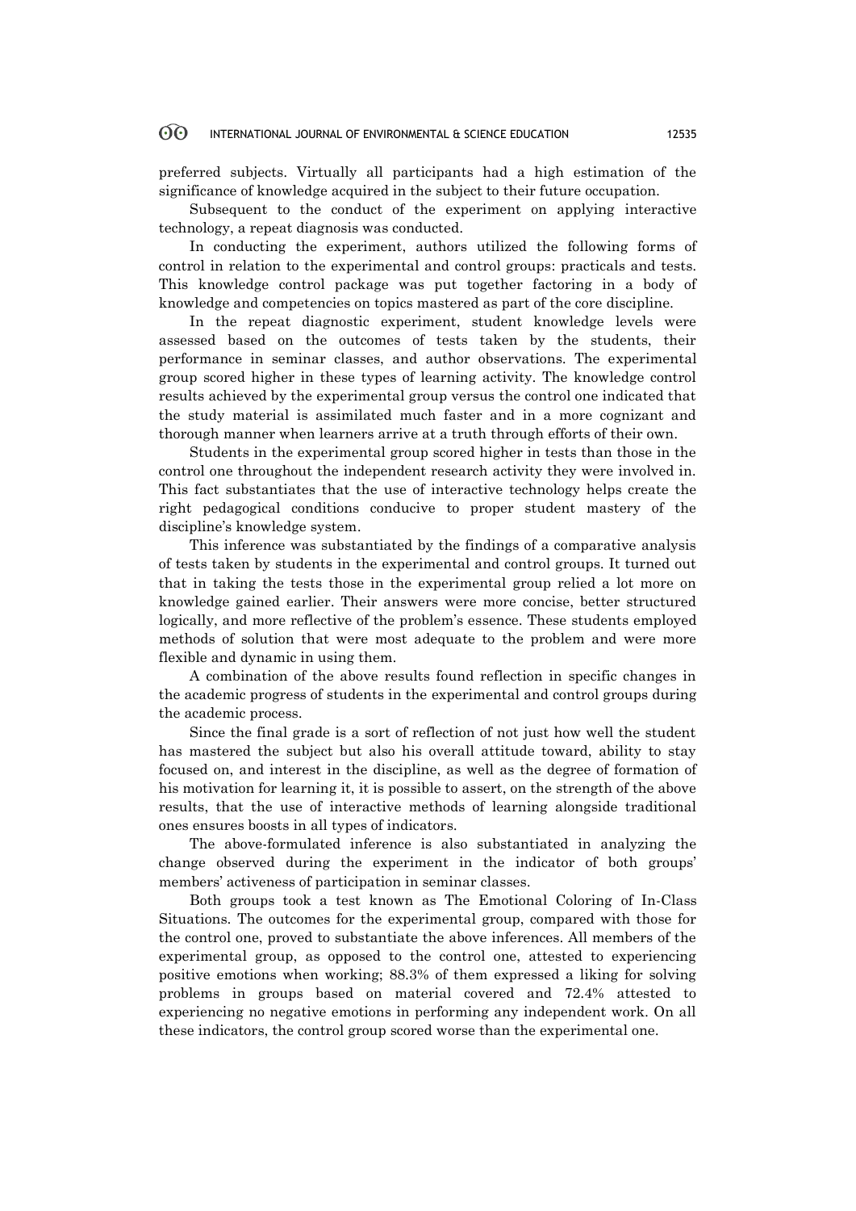preferred subjects. Virtually all participants had a high estimation of the significance of knowledge acquired in the subject to their future occupation.

Subsequent to the conduct of the experiment on applying interactive technology, a repeat diagnosis was conducted.

In conducting the experiment, authors utilized the following forms of control in relation to the experimental and control groups: practicals and tests. This knowledge control package was put together factoring in a body of knowledge and competencies on topics mastered as part of the core discipline.

In the repeat diagnostic experiment, student knowledge levels were assessed based on the outcomes of tests taken by the students, their performance in seminar classes, and author observations. The experimental group scored higher in these types of learning activity. The knowledge control results achieved by the experimental group versus the control one indicated that the study material is assimilated much faster and in a more cognizant and thorough manner when learners arrive at a truth through efforts of their own.

Students in the experimental group scored higher in tests than those in the control one throughout the independent research activity they were involved in. This fact substantiates that the use of interactive technology helps create the right pedagogical conditions conducive to proper student mastery of the discipline's knowledge system.

This inference was substantiated by the findings of a comparative analysis of tests taken by students in the experimental and control groups. It turned out that in taking the tests those in the experimental group relied a lot more on knowledge gained earlier. Their answers were more concise, better structured logically, and more reflective of the problem's essence. These students employed methods of solution that were most adequate to the problem and were more flexible and dynamic in using them.

A combination of the above results found reflection in specific changes in the academic progress of students in the experimental and control groups during the academic process.

Since the final grade is a sort of reflection of not just how well the student has mastered the subject but also his overall attitude toward, ability to stay focused on, and interest in the discipline, as well as the degree of formation of his motivation for learning it, it is possible to assert, on the strength of the above results, that the use of interactive methods of learning alongside traditional ones ensures boosts in all types of indicators.

The above-formulated inference is also substantiated in analyzing the change observed during the experiment in the indicator of both groups' members' activeness of participation in seminar classes.

Both groups took a test known as The Emotional Coloring of In-Class Situations. The outcomes for the experimental group, compared with those for the control one, proved to substantiate the above inferences. All members of the experimental group, as opposed to the control one, attested to experiencing positive emotions when working; 88.3% of them expressed a liking for solving problems in groups based on material covered and 72.4% attested to experiencing no negative emotions in performing any independent work. On all these indicators, the control group scored worse than the experimental one.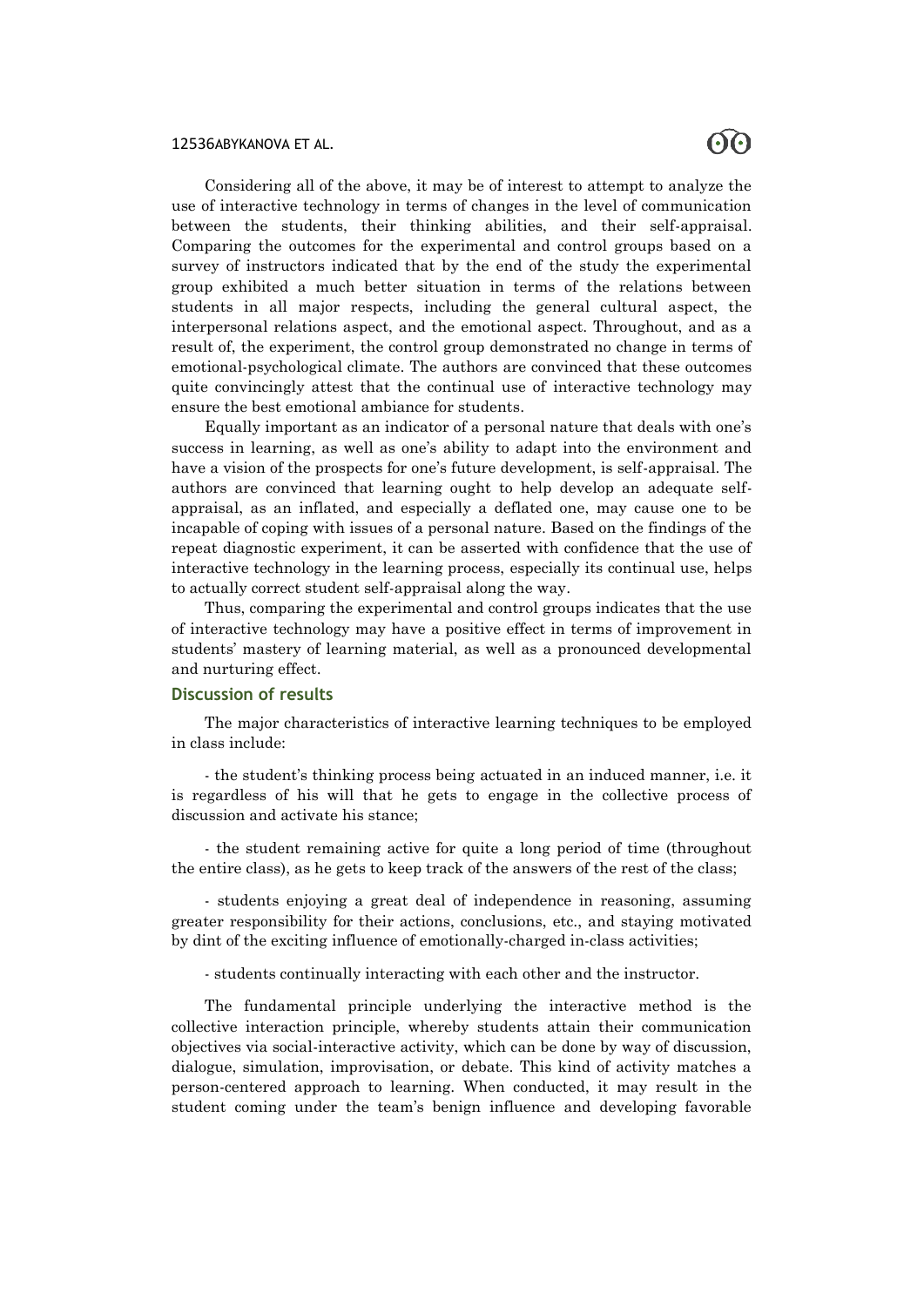Considering all of the above, it may be of interest to attempt to analyze the use of interactive technology in terms of changes in the level of communication between the students, their thinking abilities, and their self-appraisal. Comparing the outcomes for the experimental and control groups based on a survey of instructors indicated that by the end of the study the experimental group exhibited a much better situation in terms of the relations between students in all major respects, including the general cultural aspect, the interpersonal relations aspect, and the emotional aspect. Throughout, and as a result of, the experiment, the control group demonstrated no change in terms of emotional-psychological climate. The authors are convinced that these outcomes quite convincingly attest that the continual use of interactive technology may ensure the best emotional ambiance for students.

Equally important as an indicator of a personal nature that deals with one's success in learning, as well as one's ability to adapt into the environment and have a vision of the prospects for one's future development, is self-appraisal. The authors are convinced that learning ought to help develop an adequate self-appraisal, as an inflated, and especially a deflated one, may cause one to be incapable of coping with issues of a personal nature. Based on the findings of the repeat diagnostic experiment, it can be asserted with confidence that the use of interactive technology in the learning process, especially its continual use, helps to actually correct student self-appraisal along the way.

Thus, comparing the experimental and control groups indicates that the use of interactive technology may have a positive effect in terms of improvement in students' mastery of learning material, as well as a pronounced developmental and nurturing effect.

## Discussion of results

The major characteristics of interactive learning techniques to be employed in class include:

- the student's thinking process being actuated in an induced manner, i.e. it is regardless of his will that he gets to engage in the collective process of discussion and activate his stance;

- the student remaining active for quite a long period of time (throughout the entire class), as he gets to keep track of the answers of the rest of the class;

- students enjoying a great deal of independence in reasoning, assuming greater responsibility for their actions, conclusions, etc., and staying motivated by dint of the exciting influence of emotionally-charged in-class activities;

- students continually interacting with each other and the instructor.

The fundamental principle underlying the interactive method is the collective interaction principle, whereby students attain their communication objectives via social-interactive activity, which can be done by way of discussion, dialogue, simulation, improvisation, or debate. This kind of activity matches a person-centered approach to learning. When conducted, it may result in the student coming under the team's benign influence and developing favorable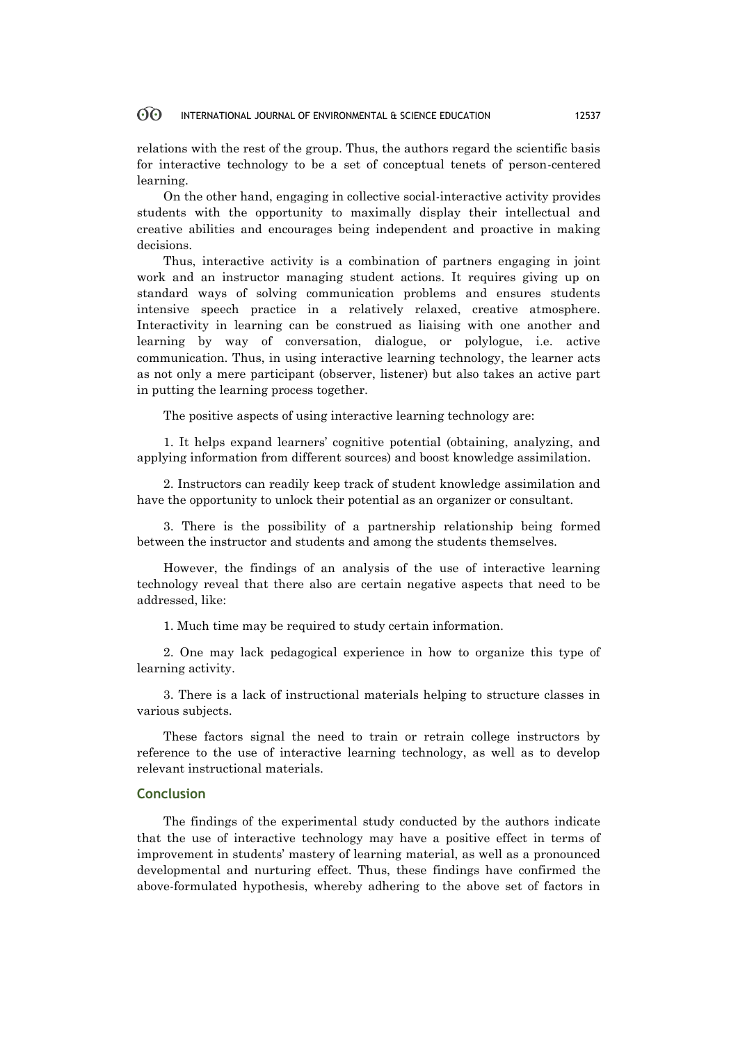relations with the rest of the group. Thus, the authors regard the scientific basis for interactive technology to be a set of conceptual tenets of person-centered learning.

On the other hand, engaging in collective social-interactive activity provides students with the opportunity to maximally display their intellectual and creative abilities and encourages being independent and proactive in making decisions.

Thus, interactive activity is a combination of partners engaging in joint work and an instructor managing student actions. It requires giving up on standard ways of solving communication problems and ensures students intensive speech practice in a relatively relaxed, creative atmosphere. Interactivity in learning can be construed as liaising with one another and learning by way of conversation, dialogue, or polylogue, i.e. active communication. Thus, in using interactive learning technology, the learner acts as not only a mere participant (observer, listener) but also takes an active part in putting the learning process together.

The positive aspects of using interactive learning technology are:

1. It helps expand learners' cognitive potential (obtaining, analyzing, and applying information from different sources) and boost knowledge assimilation.

2. Instructors can readily keep track of student knowledge assimilation and have the opportunity to unlock their potential as an organizer or consultant.

3. There is the possibility of a partnership relationship being formed between the instructor and students and among the students themselves.

However, the findings of an analysis of the use of interactive learning technology reveal that there also are certain negative aspects that need to be addressed, like:

1. Much time may be required to study certain information.

2. One may lack pedagogical experience in how to organize this type of learning activity.

3. There is a lack of instructional materials helping to structure classes in various subjects.

These factors signal the need to train or retrain college instructors by reference to the use of interactive learning technology, as well as to develop relevant instructional materials.

## Conclusion

The findings of the experimental study conducted by the authors indicate that the use of interactive technology may have a positive effect in terms of improvement in students' mastery of learning material, as well as a pronounced developmental and nurturing effect. Thus, these findings have confirmed the above-formulated hypothesis, whereby adhering to the above set of factors in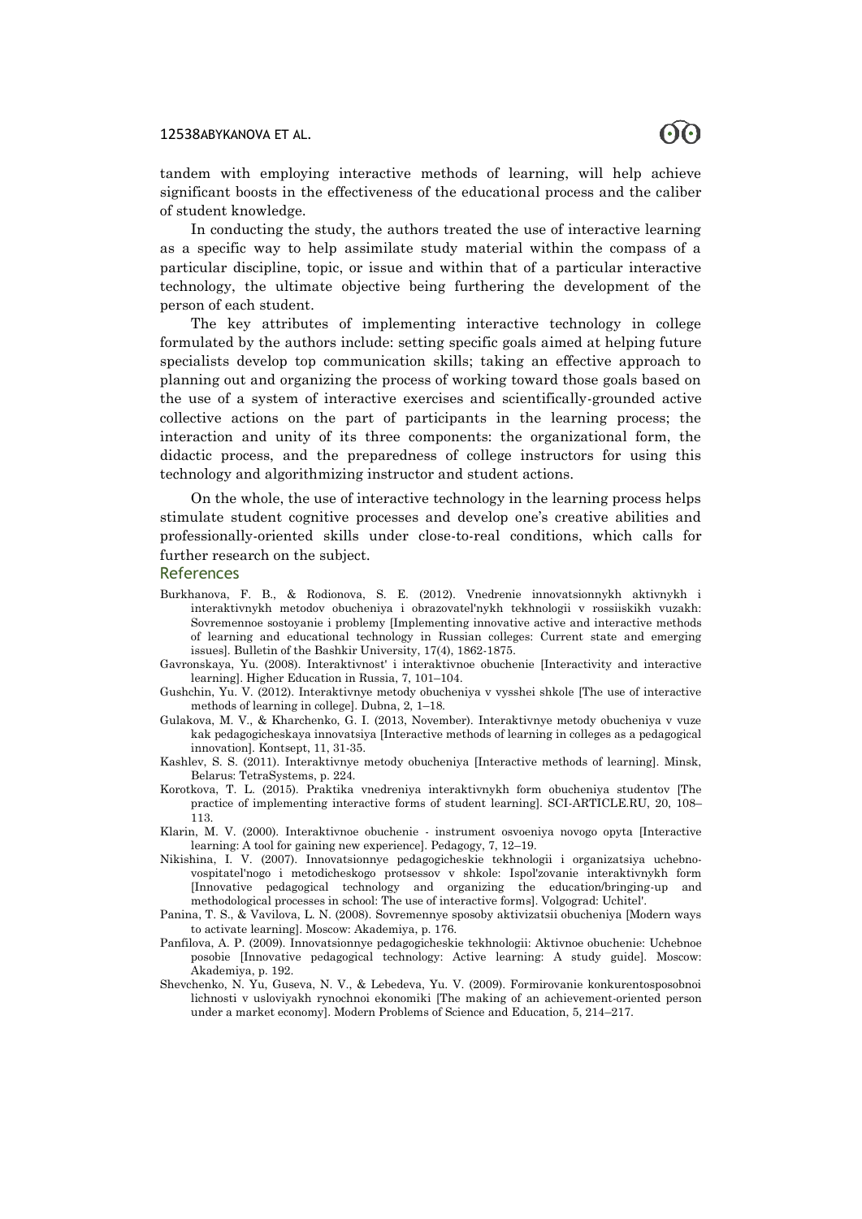tandem with employing interactive methods of learning, will help achieve significant boosts in the effectiveness of the educational process and the caliber of student knowledge.

In conducting the study, the authors treated the use of interactive learning as a specific way to help assimilate study material within the compass of a particular discipline, topic, or issue and within that of a particular interactive technology, the ultimate objective being furthering the development of the person of each student.

The key attributes of implementing interactive technology in college formulated by the authors include: setting specific goals aimed at helping future specialists develop top communication skills; taking an effective approach to planning out and organizing the process of working toward those goals based on the use of a system of interactive exercises and scientifically-grounded active collective actions on the part of participants in the learning process; the interaction and unity of its three components: the organizational form, the didactic process, and the preparedness of college instructors for using this technology and algorithmizing instructor and student actions.

On the whole, the use of interactive technology in the learning process helps stimulate student cognitive processes and develop one's creative abilities and professionally-oriented skills under close-to-real conditions, which calls for further research on the subject.

## References

Burkhanova, F. B., & Rodionova, S. E. (2012). Vnedrenie innovatsionnykh aktivnykh i interaktivnykh metodov obucheniya i obrazovatel'nykh tekhnologii v rossiiskikh vuzakh: Sovremennoe sostoyanie i problemy [Implementing innovative active and interactive methods of learning and educational technology in Russian colleges: Current state and emerging issues]. Bulletin of the Bashkir University, 17(4), 1862-1875.

Gavronskaya, Yu. (2008). Interaktivnost' i interaktivnoe obuchenie [Interactivity and interactive learning]. Higher Education in Russia, 7, 101–104.

Gushchin, Yu. V. (2012). Interaktivnye metody obucheniya v vysshei shkole [The use of interactive methods of learning in college]. Dubna, 2, 1–18.

Gulakova, M. V., & Kharchenko, G. I. (2013, November). Interaktivnye metody obucheniya v vuze kak pedagogicheskaya innovatsiya [Interactive methods of learning in colleges as a pedagogical innovation]. Kontsept, 11, 31-35.

Kashlev, S. S. (2011). Interaktivnye metody obucheniya [Interactive methods of learning]. Minsk, Belarus: TetraSystems, p. 224.

Korotkova, T. L. (2015). Praktika vnedreniya interaktivnykh form obucheniya studentov [The practice of implementing interactive forms of student learning]. SCI-ARTICLE.RU, 20, 108–113.

Klarin, M. V. (2000). Interaktivnoe obuchenie - instrument osvoeniya novogo opyta [Interactive learning: A tool for gaining new experience]. Pedagogy, 7, 12–19.

Nikishina, I. V. (2007). Innovatsionnye pedagogicheskie tekhnologii i organizatsiya uchebno-vospitatel'nogo i metodicheskogo protsessov v shkole: Ispol'zovanie interaktivnykh form [Innovative pedagogical technology and organizing the education/bringing-up and methodological processes in school: The use of interactive forms]. Volgograd: Uchitel'.

Panina, T. S., & Vavilova, L. N. (2008). Sovremennye sposoby aktivizatsii obucheniya [Modern ways to activate learning]. Moscow: Akademiya, p. 176.

Panfilova, A. P. (2009). Innovatsionnye pedagogicheskie tekhnologii: Aktivnoe obuchenie: Uchebnoe posobie [Innovative pedagogical technology: Active learning: A study guide]. Moscow: Akademiya, p. 192.

Shevchenko, N. Yu, Guseva, N. V., & Lebedeva, Yu. V. (2009). Formirovanie konkurentosposobnoi lichnosti v usloviyakh rynochnoi ekonomiki [The making of an achievement-oriented person under a market economy]. Modern Problems of Science and Education, 5, 214–217.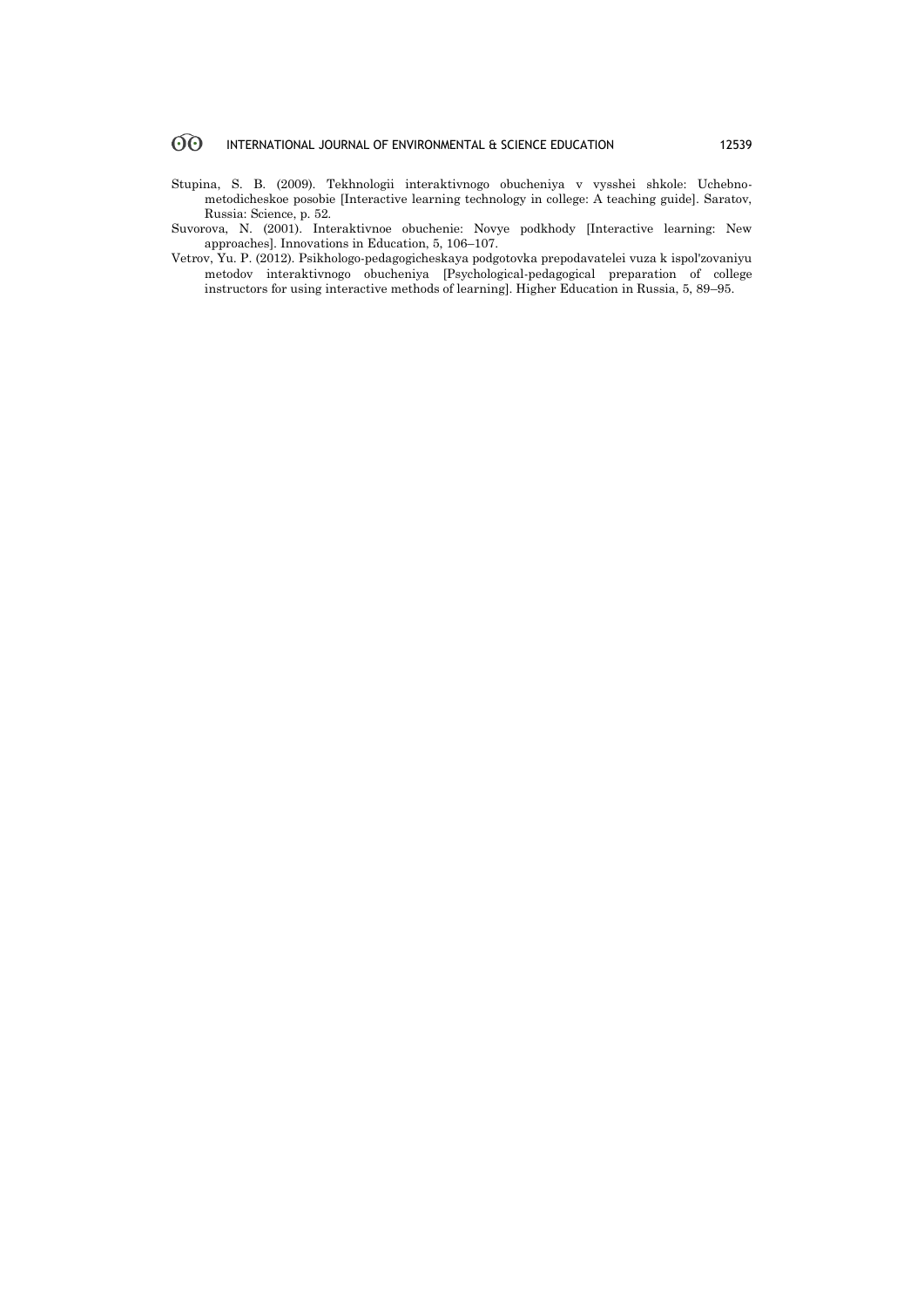Stupina, S. B. (2009). Tekhnologii interaktivnogo obucheniya v vysshei shkole: Uchebno-metodicheskoe posobie [Interactive learning technology in college: A teaching guide]. Saratov, Russia: Science, p. 52.

Suvorova, N. (2001). Interaktivnoe obuchenie: Novye podkhody [Interactive learning: New approaches]. Innovations in Education, 5, 106–107.

Vetrov, Yu. P. (2012). Psikhologo-pedagogicheskaya podgotovka prepodavatelei vuza k ispol'zovaniyu metodov interaktivnogo obucheniya [Psychological-pedagogical preparation of college instructors for using interactive methods of learning]. Higher Education in Russia, 5, 89–95.